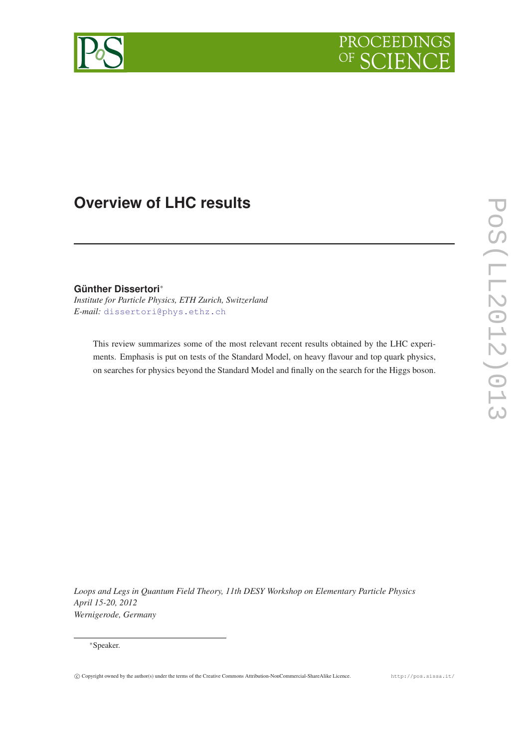# Overview of LHC results

**Günther Dissertori***

*Institute for Particle Physics, ETH Zurich, Switzerland*

*E-mail:* dissertori@phys.ethz.ch

This review summarizes some of the most relevant recent results obtained by the LHC experiments. Emphasis is put on tests of the Standard Model, on heavy flavour and top quark physics, on searches for physics beyond the Standard Model and finally on the search for the Higgs boson.

*Loops and Legs in Quantum Field Theory, 11th DESY Workshop on Elementary Particle Physics*
*April 15-20, 2012*
*Wernigerode, Germany*

*Speaker.

© Copyright owned by the author(s) under the terms of the Creative Commons Attribution-NonCommercial-ShareAlike Licence. http://pos.sissa.it/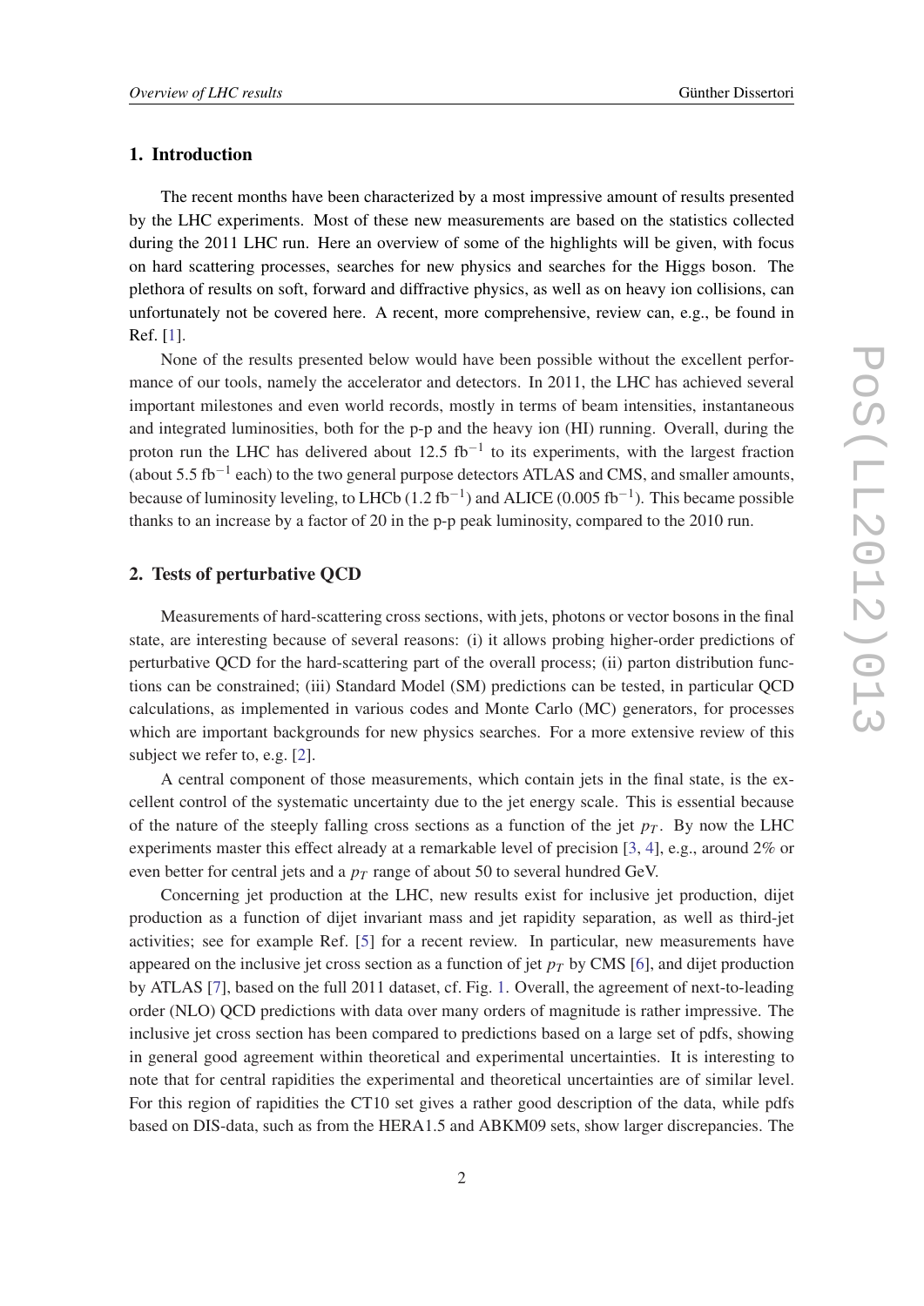## 1. Introduction

The recent months have been characterized by a most impressive amount of results presented by the LHC experiments. Most of these new measurements are based on the statistics collected during the 2011 LHC run. Here an overview of some of the highlights will be given, with focus on hard scattering processes, searches for new physics and searches for the Higgs boson. The plethora of results on soft, forward and diffractive physics, as well as on heavy ion collisions, can unfortunately not be covered here. A recent, more comprehensive, review can, e.g., be found in Ref. [1].

None of the results presented below would have been possible without the excellent performance of our tools, namely the accelerator and detectors. In 2011, the LHC has achieved several important milestones and even world records, mostly in terms of beam intensities, instantaneous and integrated luminosities, both for the p-p and the heavy ion (HI) running. Overall, during the proton run the LHC has delivered about 12.5 $\mathrm{fb}^{-1}$ to its experiments, with the largest fraction (about 5.5 $\mathrm{fb}^{-1}$ each) to the two general purpose detectors ATLAS and CMS, and smaller amounts, because of luminosity leveling, to LHCb (1.2 $\mathrm{fb}^{-1}$) and ALICE (0.005 $\mathrm{fb}^{-1}$). This became possible thanks to an increase by a factor of 20 in the p-p peak luminosity, compared to the 2010 run.

## 2. Tests of perturbative QCD

Measurements of hard-scattering cross sections, with jets, photons or vector bosons in the final state, are interesting because of several reasons: (i) it allows probing higher-order predictions of perturbative QCD for the hard-scattering part of the overall process; (ii) parton distribution functions can be constrained; (iii) Standard Model (SM) predictions can be tested, in particular QCD calculations, as implemented in various codes and Monte Carlo (MC) generators, for processes which are important backgrounds for new physics searches. For a more extensive review of this subject we refer to, e.g. [2].

A central component of those measurements, which contain jets in the final state, is the excellent control of the systematic uncertainty due to the jet energy scale. This is essential because of the nature of the steeply falling cross sections as a function of the jet $p_T$. By now the LHC experiments master this effect already at a remarkable level of precision [3, 4], e.g., around 2% or even better for central jets and a $p_T$ range of about 50 to several hundred GeV.

Concerning jet production at the LHC, new results exist for inclusive jet production, dijet production as a function of dijet invariant mass and jet rapidity separation, as well as third-jet activities; see for example Ref. [5] for a recent review. In particular, new measurements have appeared on the inclusive jet cross section as a function of jet $p_T$ by CMS [6], and dijet production by ATLAS [7], based on the full 2011 dataset, cf. Fig. 1. Overall, the agreement of next-to-leading order (NLO) QCD predictions with data over many orders of magnitude is rather impressive. The inclusive jet cross section has been compared to predictions based on a large set of pdfs, showing in general good agreement within theoretical and experimental uncertainties. It is interesting to note that for central rapidities the experimental and theoretical uncertainties are of similar level. For this region of rapidities the CT10 set gives a rather good description of the data, while pdfs based on DIS-data, such as from the HERA1.5 and ABKM09 sets, show larger discrepancies. The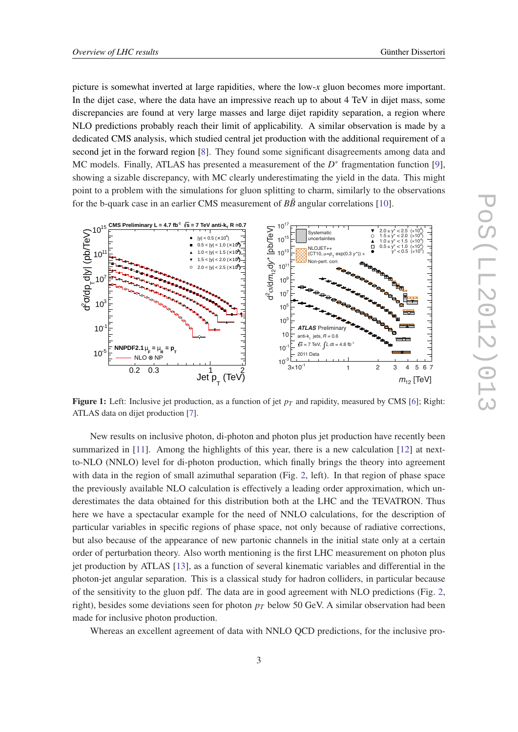picture is somewhat inverted at large rapidities, where the low-$x$ gluon becomes more important. In the dijet case, where the data have an impressive reach up to about 4 TeV in dijet mass, some discrepancies are found at very large masses and large dijet rapidity separation, a region where NLO predictions probably reach their limit of applicability. A similar observation is made by a dedicated CMS analysis, which studied central jet production with the additional requirement of a second jet in the forward region [8]. They found some significant disagreements among data and MC models. Finally, ATLAS has presented a measurement of the $D^*$ fragmentation function [9], showing a sizable discrepancy, with MC clearly underestimating the yield in the data. This might point to a problem with the simulations for gluon splitting to charm, similarly to the observations for the b-quark case in an earlier CMS measurement of $B\bar{B}$ angular correlations [10].

**Figure 1:** Left: Inclusive jet production, as a function of jet $p_T$ and rapidity, measured by CMS [6]; Right: ATLAS data on dijet production [7].

New results on inclusive photon, di-photon and photon plus jet production have recently been summarized in [11]. Among the highlights of this year, there is a new calculation [12] at next-to-NLO (NNLO) level for di-photon production, which finally brings the theory into agreement with data in the region of small azimuthal separation (Fig. 2, left). In that region of phase space the previously available NLO calculation is effectively a leading order approximation, which underestimates the data obtained for this distribution both at the LHC and the TEVATRON. Thus here we have a spectacular example for the need of NNLO calculations, for the description of particular variables in specific regions of phase space, not only because of radiative corrections, but also because of the appearance of new partonic channels in the initial state only at a certain order of perturbation theory. Also worth mentioning is the first LHC measurement on photon plus jet production by ATLAS [13], as a function of several kinematic variables and differential in the photon-jet angular separation. This is a classical study for hadron colliders, in particular because of the sensitivity to the gluon pdf. The data are in good agreement with NLO predictions (Fig. 2, right), besides some deviations seen for photon $p_T$ below 50 GeV. A similar observation had been made for inclusive photon production.

Whereas an excellent agreement of data with NNLO QCD predictions, for the inclusive pro-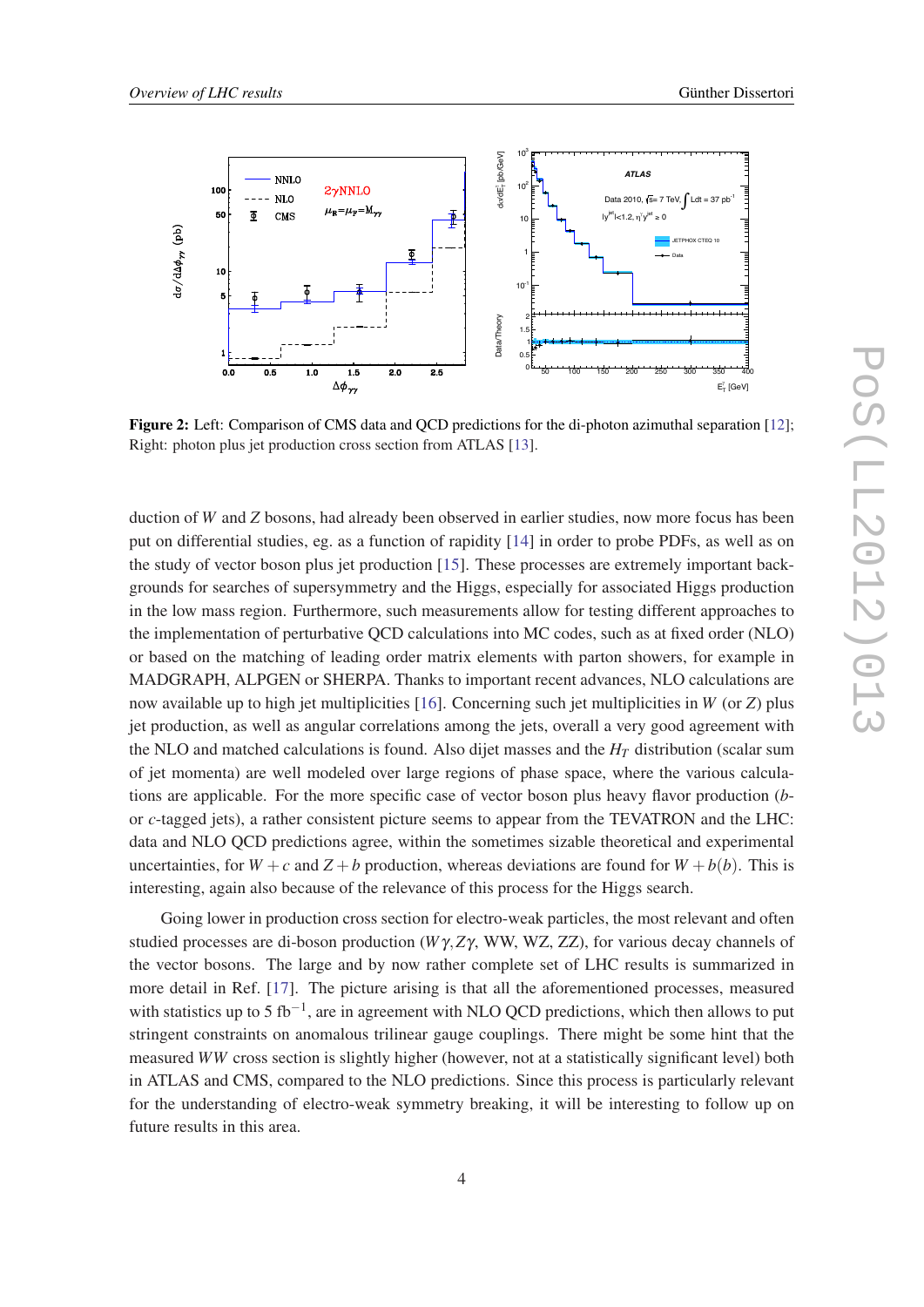**Figure 2:** Left: Comparison of CMS data and QCD predictions for the di-photon azimuthal separation [12]; Right: photon plus jet production cross section from ATLAS [13].

duction of $W$ and $Z$ bosons, had already been observed in earlier studies, now more focus has been put on differential studies, eg. as a function of rapidity [14] in order to probe PDFs, as well as on the study of vector boson plus jet production [15]. These processes are extremely important backgrounds for searches of supersymmetry and the Higgs, especially for associated Higgs production in the low mass region. Furthermore, such measurements allow for testing different approaches to the implementation of perturbative QCD calculations into MC codes, such as at fixed order (NLO) or based on the matching of leading order matrix elements with parton showers, for example in MADGRAPH, ALPGEN or SHERPA. Thanks to important recent advances, NLO calculations are now available up to high jet multiplicities [16]. Concerning such jet multiplicities in $W$ (or $Z$) plus jet production, as well as angular correlations among the jets, overall a very good agreement with the NLO and matched calculations is found. Also dijet masses and the $H_T$ distribution (scalar sum of jet momenta) are well modeled over large regions of phase space, where the various calculations are applicable. For the more specific case of vector boson plus heavy flavor production ($b$- or $c$-tagged jets), a rather consistent picture seems to appear from the TEVATRON and the LHC: data and NLO QCD predictions agree, within the sometimes sizable theoretical and experimental uncertainties, for $W+c$ and $Z+b$ production, whereas deviations are found for $W+b(b)$. This is interesting, again also because of the relevance of this process for the Higgs search.

Going lower in production cross section for electro-weak particles, the most relevant and often studied processes are di-boson production ($W\gamma, Z\gamma$, WW, WZ, ZZ), for various decay channels of the vector bosons. The large and by now rather complete set of LHC results is summarized in more detail in Ref. [17]. The picture arising is that all the aforementioned processes, measured with statistics up to 5 fb$^{-1}$, are in agreement with NLO QCD predictions, which then allows to put stringent constraints on anomalous trilinear gauge couplings. There might be some hint that the measured $WW$ cross section is slightly higher (however, not at a statistically significant level) both in ATLAS and CMS, compared to the NLO predictions. Since this process is particularly relevant for the understanding of electro-weak symmetry breaking, it will be interesting to follow up on future results in this area.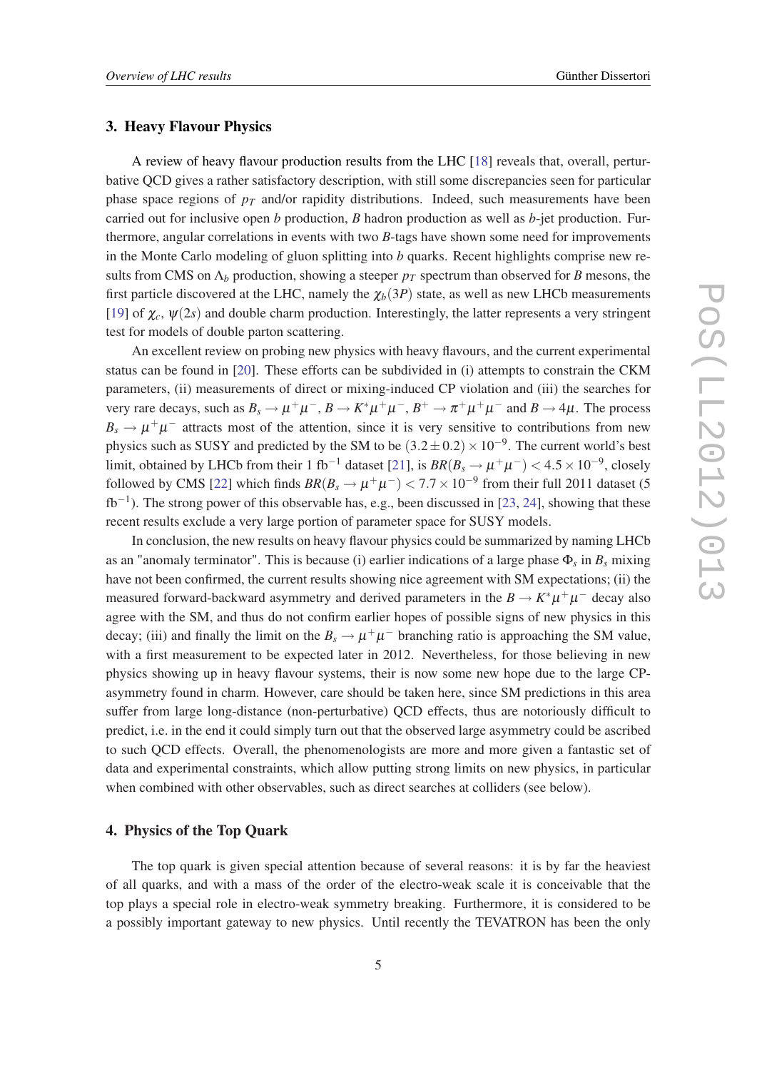## 3. Heavy Flavour Physics

A review of heavy flavour production results from the LHC [18] reveals that, overall, perturbative QCD gives a rather satisfactory description, with still some discrepancies seen for particular phase space regions of $p_T$ and/or rapidity distributions. Indeed, such measurements have been carried out for inclusive open $b$ production, $B$ hadron production as well as $b$-jet production. Furthermore, angular correlations in events with two $B$-tags have shown some need for improvements in the Monte Carlo modeling of gluon splitting into $b$ quarks. Recent highlights comprise new results from CMS on $\Lambda_b$ production, showing a steeper $p_T$ spectrum than observed for $B$ mesons, the first particle discovered at the LHC, namely the $\chi_b(3P)$ state, as well as new LHCb measurements [19] of $\chi_c$, $\psi(2s)$ and double charm production. Interestingly, the latter represents a very stringent test for models of double parton scattering.

An excellent review on probing new physics with heavy flavours, and the current experimental status can be found in [20]. These efforts can be subdivided in (i) attempts to constrain the CKM parameters, (ii) measurements of direct or mixing-induced CP violation and (iii) the searches for very rare decays, such as $B_s \to \mu^+\mu^-$, $B \to K^*\mu^+\mu^-$, $B^+ \to \pi^+\mu^+\mu^-$ and $B \to 4\mu$. The process $B_s \to \mu^+\mu^-$ attracts most of the attention, since it is very sensitive to contributions from new physics such as SUSY and predicted by the SM to be $(3.2 \pm 0.2) \times 10^{-9}$. The current world's best limit, obtained by LHCb from their 1 fb$^{-1}$ dataset [21], is $BR(B_s \to \mu^+\mu^-) < 4.5 \times 10^{-9}$, closely followed by CMS [22] which finds $BR(B_s \to \mu^+\mu^-) < 7.7 \times 10^{-9}$ from their full 2011 dataset (5 fb$^{-1}$). The strong power of this observable has, e.g., been discussed in [23, 24], showing that these recent results exclude a very large portion of parameter space for SUSY models.

In conclusion, the new results on heavy flavour physics could be summarized by naming LHCb as an "anomaly terminator". This is because (i) earlier indications of a large phase $\Phi_s$ in $B_s$ mixing have not been confirmed, the current results showing nice agreement with SM expectations; (ii) the measured forward-backward asymmetry and derived parameters in the $B \to K^*\mu^+\mu^-$ decay also agree with the SM, and thus do not confirm earlier hopes of possible signs of new physics in this decay; (iii) and finally the limit on the $B_s \to \mu^+\mu^-$ branching ratio is approaching the SM value, with a first measurement to be expected later in 2012. Nevertheless, for those believing in new physics showing up in heavy flavour systems, their is now some new hope due to the large CP-asymmetry found in charm. However, care should be taken here, since SM predictions in this area suffer from large long-distance (non-perturbative) QCD effects, thus are notoriously difficult to predict, i.e. in the end it could simply turn out that the observed large asymmetry could be ascribed to such QCD effects. Overall, the phenomenologists are more and more given a fantastic set of data and experimental constraints, which allow putting strong limits on new physics, in particular when combined with other observables, such as direct searches at colliders (see below).

## 4. Physics of the Top Quark

The top quark is given special attention because of several reasons: it is by far the heaviest of all quarks, and with a mass of the order of the electro-weak scale it is conceivable that the top plays a special role in electro-weak symmetry breaking. Furthermore, it is considered to be a possibly important gateway to new physics. Until recently the TEVATRON has been the only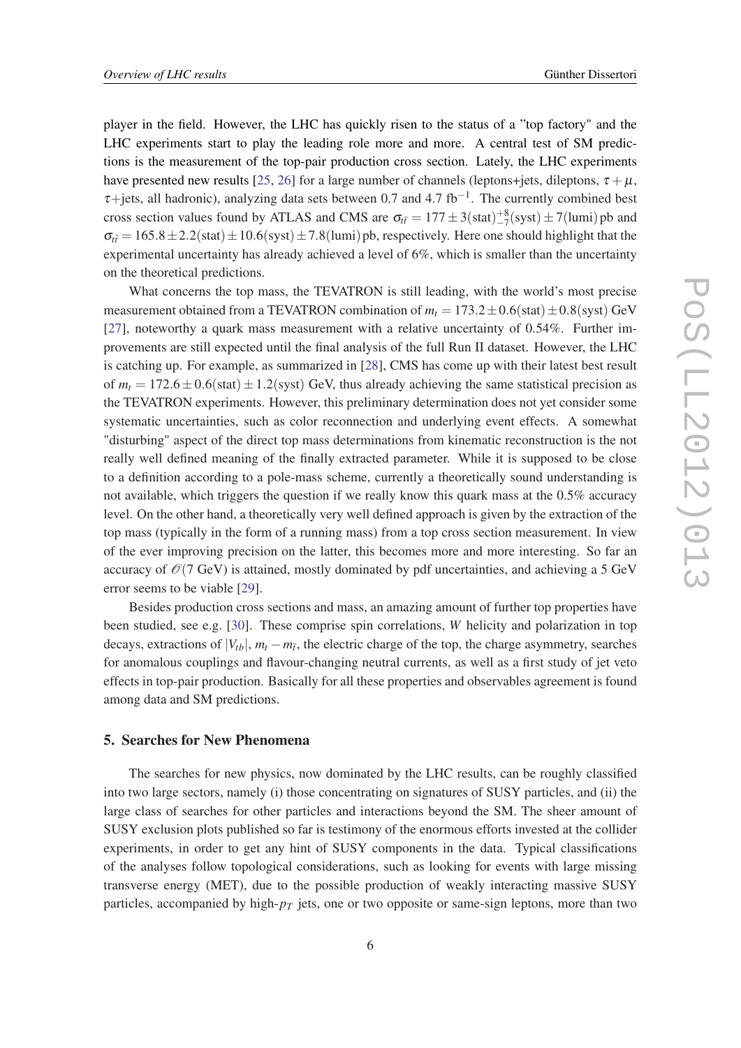player in the field. However, the LHC has quickly risen to the status of a "top factory" and the LHC experiments start to play the leading role more and more. A central test of SM predictions is the measurement of the top-pair production cross section. Lately, the LHC experiments have presented new results [25, 26] for a large number of channels (leptons+jets, dileptons, $\tau+\mu$, $\tau$+jets, all hadronic), analyzing data sets between 0.7 and 4.7 fb$^{-1}$. The currently combined best cross section values found by ATLAS and CMS are $\sigma_{t\bar{t}} = 177 \pm 3(\text{stat})^{+8}_{-7}(\text{syst}) \pm 7(\text{lumi})$ pb and $\sigma_{t\bar{t}} = 165.8 \pm 2.2(\text{stat}) \pm 10.6(\text{syst}) \pm 7.8(\text{lumi})$ pb, respectively. Here one should highlight that the experimental uncertainty has already achieved a level of 6%, which is smaller than the uncertainty on the theoretical predictions.

What concerns the top mass, the TEVATRON is still leading, with the world's most precise measurement obtained from a TEVATRON combination of $m_t = 173.2 \pm 0.6(\text{stat}) \pm 0.8(\text{syst})$ GeV [27], noteworthy a quark mass measurement with a relative uncertainty of 0.54%. Further improvements are still expected until the final analysis of the full Run II dataset. However, the LHC is catching up. For example, as summarized in [28], CMS has come up with their latest best result of $m_t = 172.6 \pm 0.6(\text{stat}) \pm 1.2(\text{syst})$ GeV, thus already achieving the same statistical precision as the TEVATRON experiments. However, this preliminary determination does not yet consider some systematic uncertainties, such as color reconnection and underlying event effects. A somewhat "disturbing" aspect of the direct top mass determinations from kinematic reconstruction is the not really well defined meaning of the finally extracted parameter. While it is supposed to be close to a definition according to a pole-mass scheme, currently a theoretically sound understanding is not available, which triggers the question if we really know this quark mass at the 0.5% accuracy level. On the other hand, a theoretically very well defined approach is given by the extraction of the top mass (typically in the form of a running mass) from a top cross section measurement. In view of the ever improving precision on the latter, this becomes more and more interesting. So far an accuracy of $\mathcal{O}(7$ GeV$)$ is attained, mostly dominated by pdf uncertainties, and achieving a 5 GeV error seems to be viable [29].

Besides production cross sections and mass, an amazing amount of further top properties have been studied, see e.g. [30]. These comprise spin correlations, $W$ helicity and polarization in top decays, extractions of $|V_{tb}|$, $m_t - m_{\bar{t}}$, the electric charge of the top, the charge asymmetry, searches for anomalous couplings and flavour-changing neutral currents, as well as a first study of jet veto effects in top-pair production. Basically for all these properties and observables agreement is found among data and SM predictions.

## 5. Searches for New Phenomena

The searches for new physics, now dominated by the LHC results, can be roughly classified into two large sectors, namely (i) those concentrating on signatures of SUSY particles, and (ii) the large class of searches for other particles and interactions beyond the SM. The sheer amount of SUSY exclusion plots published so far is testimony of the enormous efforts invested at the collider experiments, in order to get any hint of SUSY components in the data. Typical classifications of the analyses follow topological considerations, such as looking for events with large missing transverse energy (MET), due to the possible production of weakly interacting massive SUSY particles, accompanied by high-$p_T$ jets, one or two opposite or same-sign leptons, more than two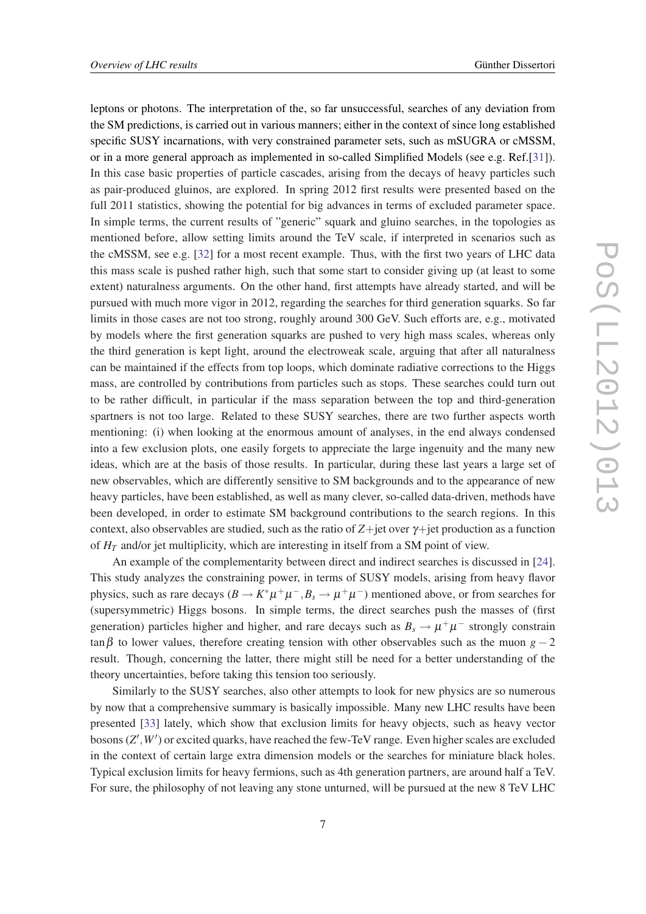leptons or photons. The interpretation of the, so far unsuccessful, searches of any deviation from the SM predictions, is carried out in various manners; either in the context of since long established specific SUSY incarnations, with very constrained parameter sets, such as mSUGRA or cMSSM, or in a more general approach as implemented in so-called Simplified Models (see e.g. Ref.[31]). In this case basic properties of particle cascades, arising from the decays of heavy particles such as pair-produced gluinos, are explored. In spring 2012 first results were presented based on the full 2011 statistics, showing the potential for big advances in terms of excluded parameter space. In simple terms, the current results of "generic" squark and gluino searches, in the topologies as mentioned before, allow setting limits around the TeV scale, if interpreted in scenarios such as the cMSSM, see e.g. [32] for a most recent example. Thus, with the first two years of LHC data this mass scale is pushed rather high, such that some start to consider giving up (at least to some extent) naturalness arguments. On the other hand, first attempts have already started, and will be pursued with much more vigor in 2012, regarding the searches for third generation squarks. So far limits in those cases are not too strong, roughly around 300 GeV. Such efforts are, e.g., motivated by models where the first generation squarks are pushed to very high mass scales, whereas only the third generation is kept light, around the electroweak scale, arguing that after all naturalness can be maintained if the effects from top loops, which dominate radiative corrections to the Higgs mass, are controlled by contributions from particles such as stops. These searches could turn out to be rather difficult, in particular if the mass separation between the top and third-generation spartners is not too large. Related to these SUSY searches, there are two further aspects worth mentioning: (i) when looking at the enormous amount of analyses, in the end always condensed into a few exclusion plots, one easily forgets to appreciate the large ingenuity and the many new ideas, which are at the basis of those results. In particular, during these last years a large set of new observables, which are differently sensitive to SM backgrounds and to the appearance of new heavy particles, have been established, as well as many clever, so-called data-driven, methods have been developed, in order to estimate SM background contributions to the search regions. In this context, also observables are studied, such as the ratio of $Z$+jet over $\gamma$+jet production as a function of $H_T$ and/or jet multiplicity, which are interesting in itself from a SM point of view.

An example of the complementarity between direct and indirect searches is discussed in [24]. This study analyzes the constraining power, in terms of SUSY models, arising from heavy flavor physics, such as rare decays ($B \rightarrow K^* \mu^+\mu^-, B_s \rightarrow \mu^+\mu^-$) mentioned above, or from searches for (supersymmetric) Higgs bosons. In simple terms, the direct searches push the masses of (first generation) particles higher and higher, and rare decays such as $B_s \rightarrow \mu^+\mu^-$ strongly constrain $\tan\beta$ to lower values, therefore creating tension with other observables such as the muon $g-2$ result. Though, concerning the latter, there might still be need for a better understanding of the theory uncertainties, before taking this tension too seriously.

Similarly to the SUSY searches, also other attempts to look for new physics are so numerous by now that a comprehensive summary is basically impossible. Many new LHC results have been presented [33] lately, which show that exclusion limits for heavy objects, such as heavy vector bosons ($Z', W'$) or excited quarks, have reached the few-TeV range. Even higher scales are excluded in the context of certain large extra dimension models or the searches for miniature black holes. Typical exclusion limits for heavy fermions, such as 4th generation partners, are around half a TeV. For sure, the philosophy of not leaving any stone unturned, will be pursued at the new 8 TeV LHC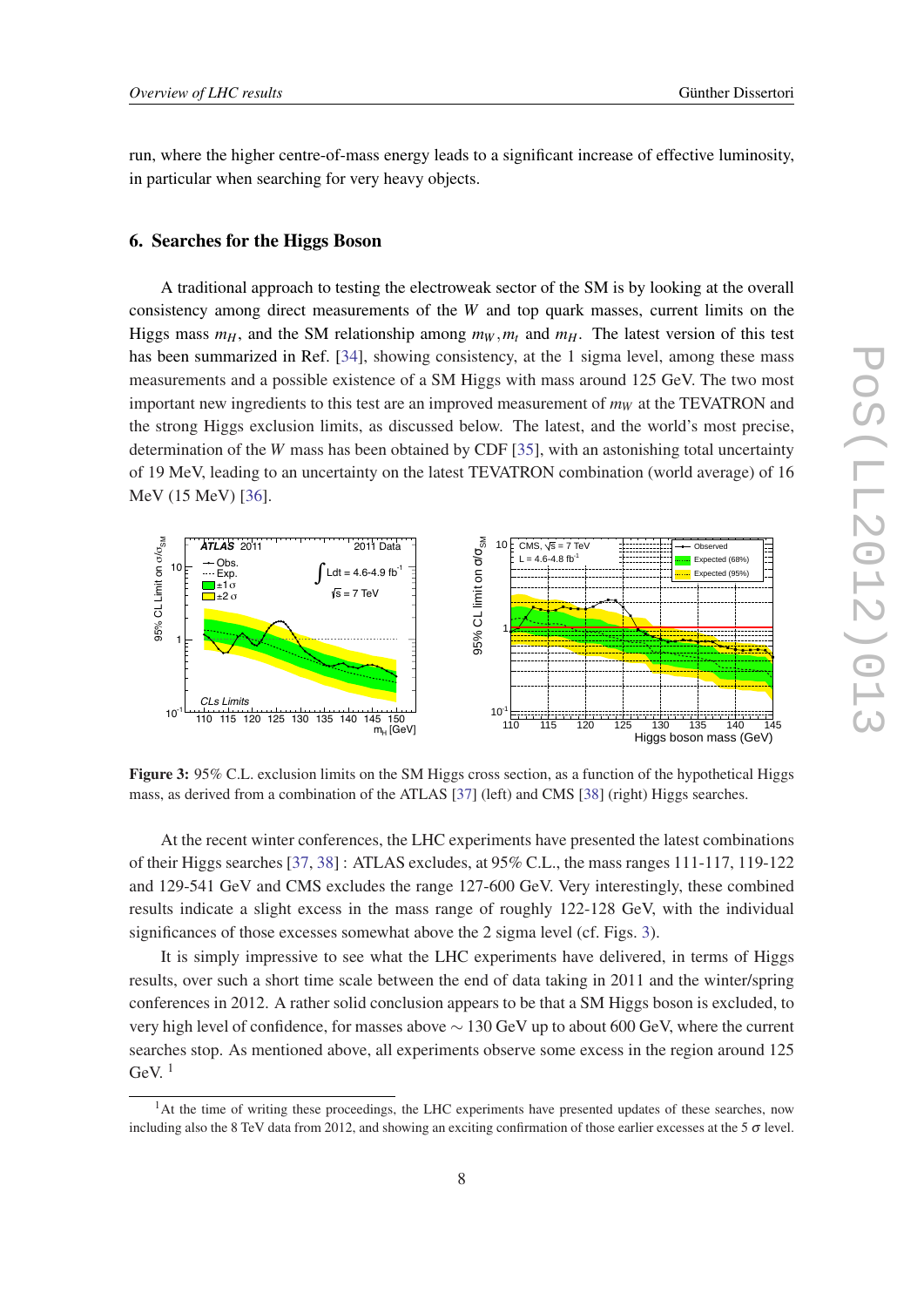run, where the higher centre-of-mass energy leads to a significant increase of effective luminosity, in particular when searching for very heavy objects.

## 6. Searches for the Higgs Boson

A traditional approach to testing the electroweak sector of the SM is by looking at the overall consistency among direct measurements of the $W$ and top quark masses, current limits on the Higgs mass $m_H$, and the SM relationship among $m_W, m_t$ and $m_H$. The latest version of this test has been summarized in Ref. [34], showing consistency, at the 1 sigma level, among these mass measurements and a possible existence of a SM Higgs with mass around 125 GeV. The two most important new ingredients to this test are an improved measurement of $m_W$ at the TEVATRON and the strong Higgs exclusion limits, as discussed below. The latest, and the world's most precise, determination of the $W$ mass has been obtained by CDF [35], with an astonishing total uncertainty of 19 MeV, leading to an uncertainty on the latest TEVATRON combination (world average) of 16 MeV (15 MeV) [36].

**Figure 3:** 95% C.L. exclusion limits on the SM Higgs cross section, as a function of the hypothetical Higgs mass, as derived from a combination of the ATLAS [37] (left) and CMS [38] (right) Higgs searches.

At the recent winter conferences, the LHC experiments have presented the latest combinations of their Higgs searches [37, 38] : ATLAS excludes, at 95% C.L., the mass ranges 111-117, 119-122 and 129-541 GeV and CMS excludes the range 127-600 GeV. Very interestingly, these combined results indicate a slight excess in the mass range of roughly 122-128 GeV, with the individual significances of those excesses somewhat above the 2 sigma level (cf. Figs. 3).

It is simply impressive to see what the LHC experiments have delivered, in terms of Higgs results, over such a short time scale between the end of data taking in 2011 and the winter/spring conferences in 2012. A rather solid conclusion appears to be that a SM Higgs boson is excluded, to very high level of confidence, for masses above $\sim 130$ GeV up to about 600 GeV, where the current searches stop. As mentioned above, all experiments observe some excess in the region around 125 GeV. [1]

[1] At the time of writing these proceedings, the LHC experiments have presented updates of these searches, now including also the 8 TeV data from 2012, and showing an exciting confirmation of those earlier excesses at the 5 $\sigma$ level.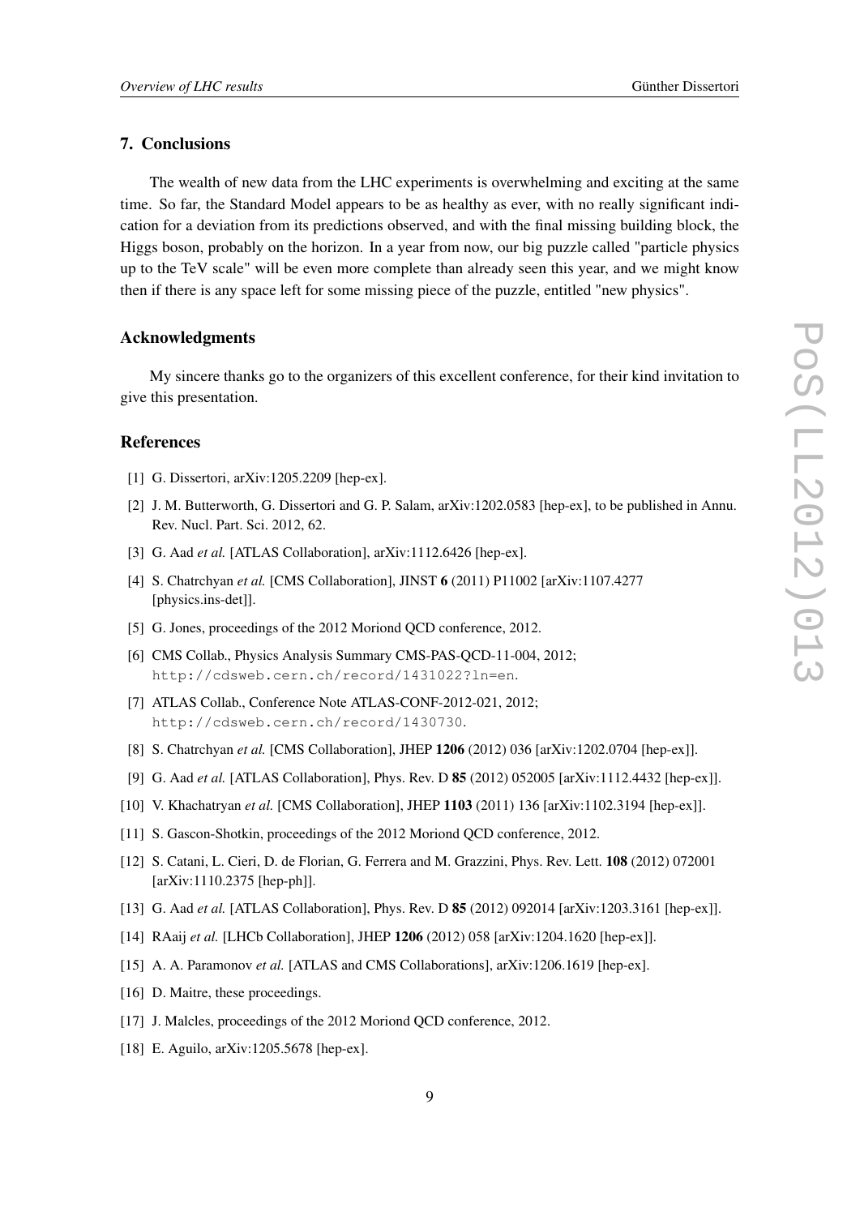## 7. Conclusions

The wealth of new data from the LHC experiments is overwhelming and exciting at the same time. So far, the Standard Model appears to be as healthy as ever, with no really significant indication for a deviation from its predictions observed, and with the final missing building block, the Higgs boson, probably on the horizon. In a year from now, our big puzzle called "particle physics up to the TeV scale" will be even more complete than already seen this year, and we might know then if there is any space left for some missing piece of the puzzle, entitled "new physics".

## Acknowledgments

My sincere thanks go to the organizers of this excellent conference, for their kind invitation to give this presentation.

## References

[1] G. Dissertori, arXiv:1205.2209 [hep-ex].

[2] J. M. Butterworth, G. Dissertori and G. P. Salam, arXiv:1202.0583 [hep-ex], to be published in Annu. Rev. Nucl. Part. Sci. 2012, 62.

[3] G. Aad *et al.* [ATLAS Collaboration], arXiv:1112.6426 [hep-ex].

[4] S. Chatrchyan *et al.* [CMS Collaboration], JINST **6** (2011) P11002 [arXiv:1107.4277 [physics.ins-det]].

[5] G. Jones, proceedings of the 2012 Moriond QCD conference, 2012.

[6] CMS Collab., Physics Analysis Summary CMS-PAS-QCD-11-004, 2012; `http://cdsweb.cern.ch/record/1431022?ln=en`.

[7] ATLAS Collab., Conference Note ATLAS-CONF-2012-021, 2012; `http://cdsweb.cern.ch/record/1430730`.

[8] S. Chatrchyan *et al.* [CMS Collaboration], JHEP **1206** (2012) 036 [arXiv:1202.0704 [hep-ex]].

[9] G. Aad *et al.* [ATLAS Collaboration], Phys. Rev. D **85** (2012) 052005 [arXiv:1112.4432 [hep-ex]].

[10] V. Khachatryan *et al.* [CMS Collaboration], JHEP **1103** (2011) 136 [arXiv:1102.3194 [hep-ex]].

[11] S. Gascon-Shotkin, proceedings of the 2012 Moriond QCD conference, 2012.

[12] S. Catani, L. Cieri, D. de Florian, G. Ferrera and M. Grazzini, Phys. Rev. Lett. **108** (2012) 072001 [arXiv:1110.2375 [hep-ph]].

[13] G. Aad *et al.* [ATLAS Collaboration], Phys. Rev. D **85** (2012) 092014 [arXiv:1203.3161 [hep-ex]].

[14] RAaij *et al.* [LHCb Collaboration], JHEP **1206** (2012) 058 [arXiv:1204.1620 [hep-ex]].

[15] A. A. Paramonov *et al.* [ATLAS and CMS Collaborations], arXiv:1206.1619 [hep-ex].

[16] D. Maitre, these proceedings.

[17] J. Malcles, proceedings of the 2012 Moriond QCD conference, 2012.

[18] E. Aguilo, arXiv:1205.5678 [hep-ex].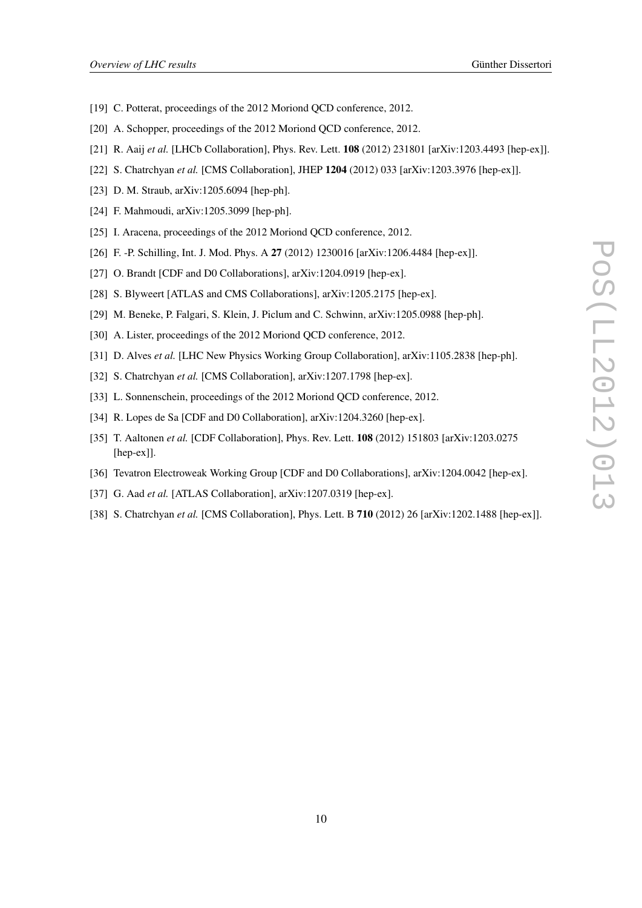[19] C. Potterat, proceedings of the 2012 Moriond QCD conference, 2012.

[20] A. Schopper, proceedings of the 2012 Moriond QCD conference, 2012.

[21] R. Aaij *et al.* [LHCb Collaboration], Phys. Rev. Lett. **108** (2012) 231801 [arXiv:1203.4493 [hep-ex]].

[22] S. Chatrchyan *et al.* [CMS Collaboration], JHEP **1204** (2012) 033 [arXiv:1203.3976 [hep-ex]].

[23] D. M. Straub, arXiv:1205.6094 [hep-ph].

[24] F. Mahmoudi, arXiv:1205.3099 [hep-ph].

[25] I. Aracena, proceedings of the 2012 Moriond QCD conference, 2012.

[26] F. -P. Schilling, Int. J. Mod. Phys. A **27** (2012) 1230016 [arXiv:1206.4484 [hep-ex]].

[27] O. Brandt [CDF and D0 Collaborations], arXiv:1204.0919 [hep-ex].

[28] S. Blyweert [ATLAS and CMS Collaborations], arXiv:1205.2175 [hep-ex].

[29] M. Beneke, P. Falgari, S. Klein, J. Piclum and C. Schwinn, arXiv:1205.0988 [hep-ph].

[30] A. Lister, proceedings of the 2012 Moriond QCD conference, 2012.

[31] D. Alves *et al.* [LHC New Physics Working Group Collaboration], arXiv:1105.2838 [hep-ph].

[32] S. Chatrchyan *et al.* [CMS Collaboration], arXiv:1207.1798 [hep-ex].

[33] L. Sonnenschein, proceedings of the 2012 Moriond QCD conference, 2012.

[34] R. Lopes de Sa [CDF and D0 Collaboration], arXiv:1204.3260 [hep-ex].

[35] T. Aaltonen *et al.* [CDF Collaboration], Phys. Rev. Lett. **108** (2012) 151803 [arXiv:1203.0275 [hep-ex]].

[36] Tevatron Electroweak Working Group [CDF and D0 Collaborations], arXiv:1204.0042 [hep-ex].

[37] G. Aad *et al.* [ATLAS Collaboration], arXiv:1207.0319 [hep-ex].

[38] S. Chatrchyan *et al.* [CMS Collaboration], Phys. Lett. B **710** (2012) 26 [arXiv:1202.1488 [hep-ex]].